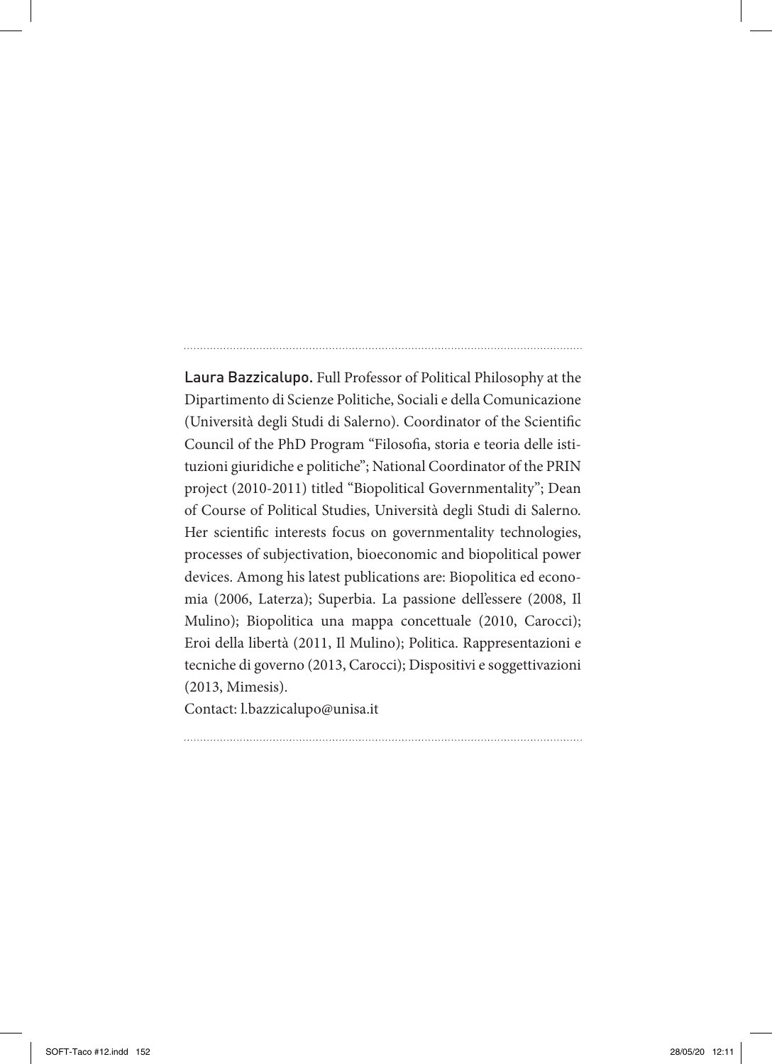**Laura Bazzicalupo.** Full Professor of Political Philosophy at the Dipartimento di Scienze Politiche, Sociali e della Comunicazione (Università degli Studi di Salerno). Coordinator of the Scientific Council of the PhD Program "Filosofia, storia e teoria delle istituzioni giuridiche e politiche"; National Coordinator of the PRIN project (2010-2011) titled "Biopolitical Governmentality"; Dean of Course of Political Studies, Università degli Studi di Salerno. Her scientific interests focus on governmentality technologies, processes of subjectivation, bioeconomic and biopolitical power devices. Among his latest publications are: Biopolitica ed economia (2006, Laterza); Superbia. La passione dell'essere (2008, Il Mulino); Biopolitica una mappa concettuale (2010, Carocci); Eroi della libertà (2011, Il Mulino); Politica. Rappresentazioni e tecniche di governo (2013, Carocci); Dispositivi e soggettivazioni (2013, Mimesis).

Contact: l.bazzicalupo@unisa.it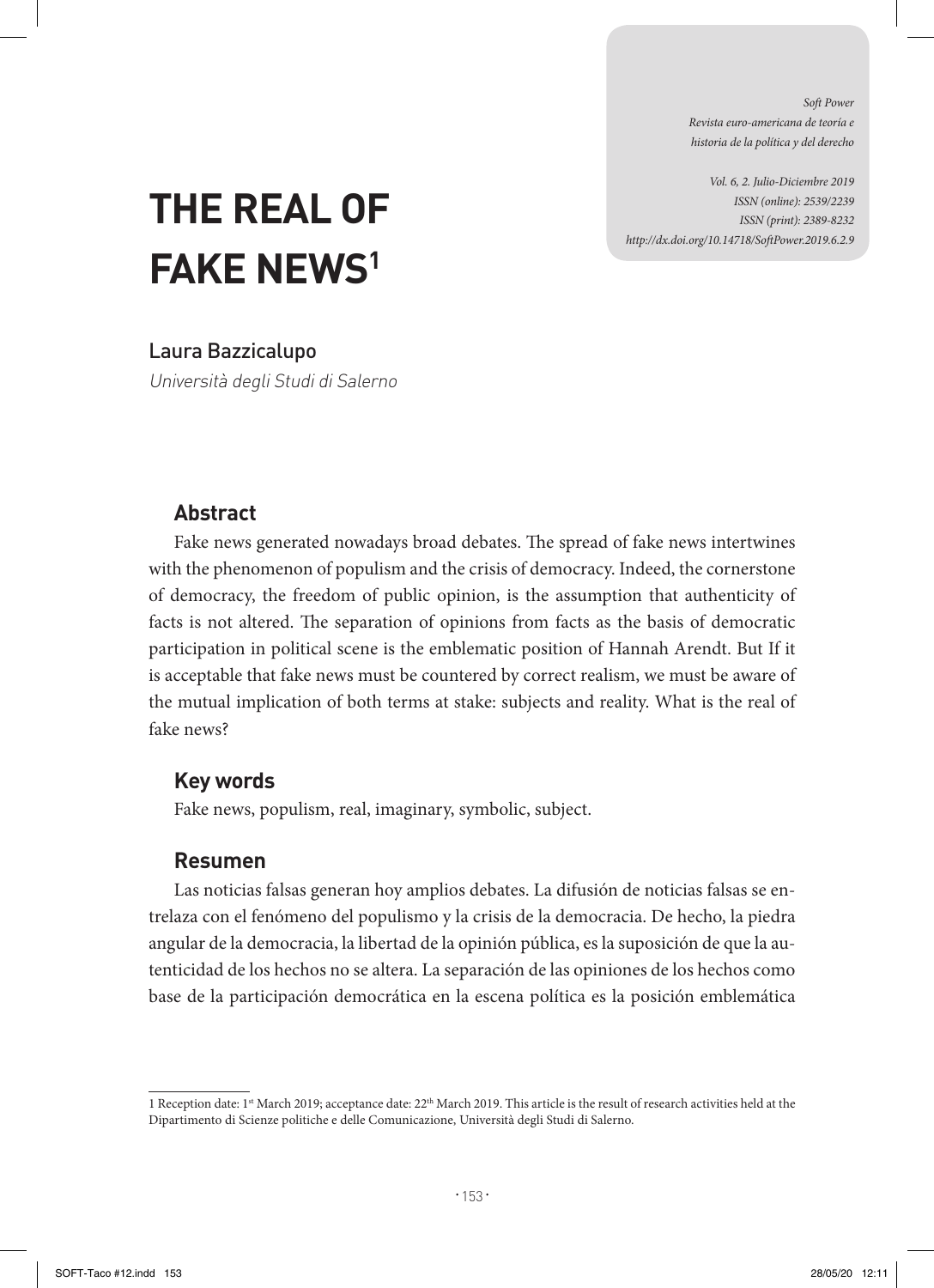# THE REAL OF FAKE NEWS[1]

Laura Bazzicalupo

*Università degli Studi di Salerno*

## Abstract

Fake news generated nowadays broad debates. The spread of fake news intertwines with the phenomenon of populism and the crisis of democracy. Indeed, the cornerstone of democracy, the freedom of public opinion, is the assumption that authenticity of facts is not altered. The separation of opinions from facts as the basis of democratic participation in political scene is the emblematic position of Hannah Arendt. But If it is acceptable that fake news must be countered by correct realism, we must be aware of the mutual implication of both terms at stake: subjects and reality. What is the real of fake news?

## Key words

Fake news, populism, real, imaginary, symbolic, subject.

## Resumen

Las noticias falsas generan hoy amplios debates. La difusión de noticias falsas se entrelaza con el fenómeno del populismo y la crisis de la democracia. De hecho, la piedra angular de la democracia, la libertad de la opinión pública, es la suposición de que la autenticidad de los hechos no se altera. La separación de las opiniones de los hechos como base de la participación democrática en la escena política es la posición emblemática

---

1 Reception date: 1st March 2019; acceptance date: 22th March 2019. This article is the result of research activities held at the Dipartimento di Scienze politiche e delle Comunicazione, Università degli Studi di Salerno.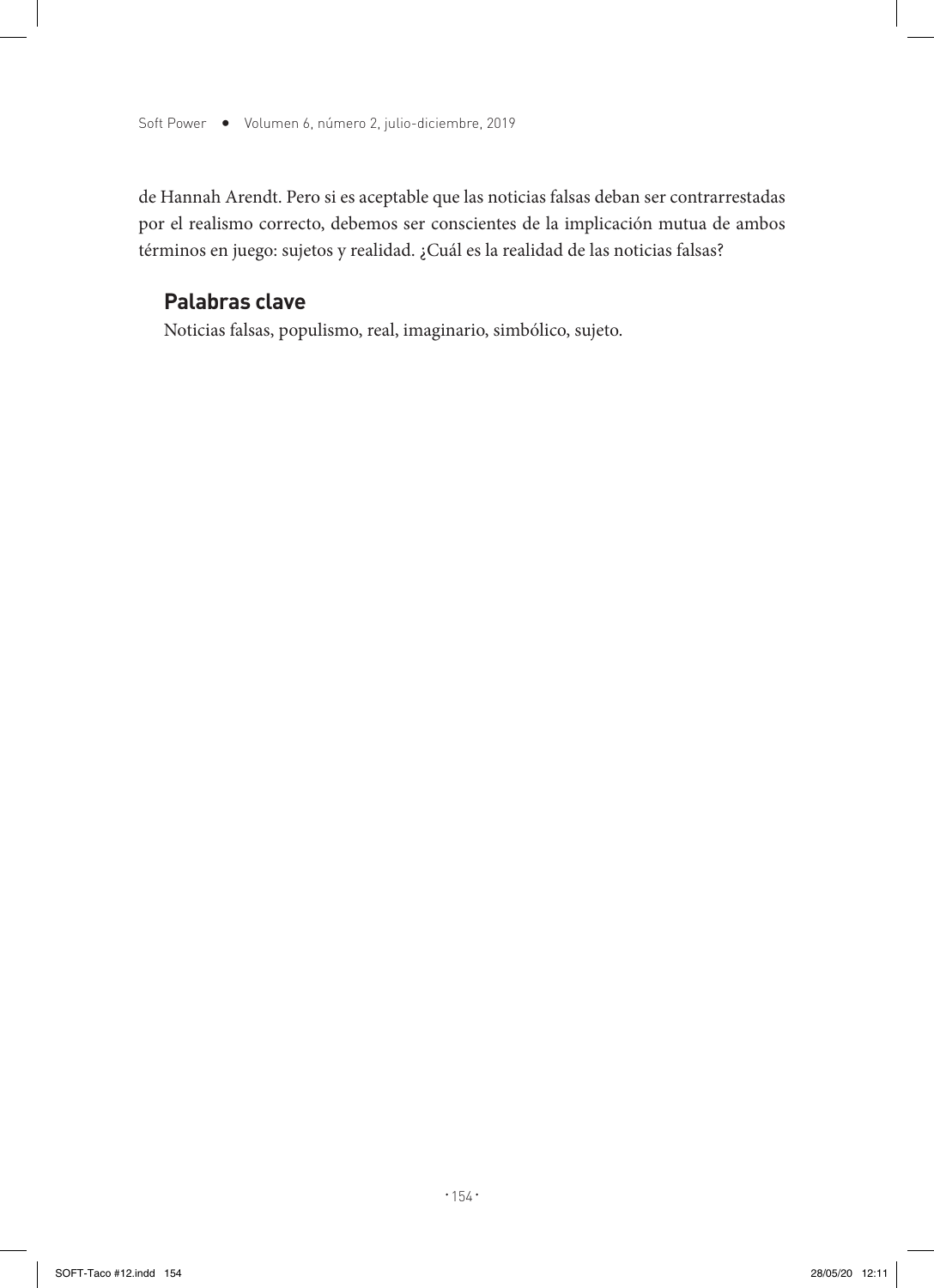de Hannah Arendt. Pero si es aceptable que las noticias falsas deban ser contrarrestadas por el realismo correcto, debemos ser conscientes de la implicación mutua de ambos términos en juego: sujetos y realidad. ¿Cuál es la realidad de las noticias falsas?

## Palabras clave

Noticias falsas, populismo, real, imaginario, simbólico, sujeto.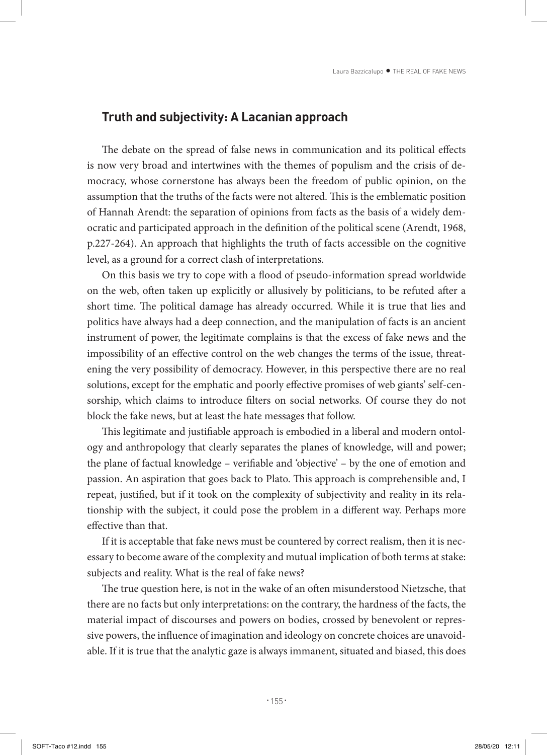## Truth and subjectivity: A Lacanian approach

The debate on the spread of false news in communication and its political effects is now very broad and intertwines with the themes of populism and the crisis of democracy, whose cornerstone has always been the freedom of public opinion, on the assumption that the truths of the facts were not altered. This is the emblematic position of Hannah Arendt: the separation of opinions from facts as the basis of a widely democratic and participated approach in the definition of the political scene (Arendt, 1968, p.227-264). An approach that highlights the truth of facts accessible on the cognitive level, as a ground for a correct clash of interpretations.

On this basis we try to cope with a flood of pseudo-information spread worldwide on the web, often taken up explicitly or allusively by politicians, to be refuted after a short time. The political damage has already occurred. While it is true that lies and politics have always had a deep connection, and the manipulation of facts is an ancient instrument of power, the legitimate complains is that the excess of fake news and the impossibility of an effective control on the web changes the terms of the issue, threatening the very possibility of democracy. However, in this perspective there are no real solutions, except for the emphatic and poorly effective promises of web giants' self-censorship, which claims to introduce filters on social networks. Of course they do not block the fake news, but at least the hate messages that follow.

This legitimate and justifiable approach is embodied in a liberal and modern ontology and anthropology that clearly separates the planes of knowledge, will and power; the plane of factual knowledge – verifiable and 'objective' – by the one of emotion and passion. An aspiration that goes back to Plato. This approach is comprehensible and, I repeat, justified, but if it took on the complexity of subjectivity and reality in its relationship with the subject, it could pose the problem in a different way. Perhaps more effective than that.

If it is acceptable that fake news must be countered by correct realism, then it is necessary to become aware of the complexity and mutual implication of both terms at stake: subjects and reality. What is the real of fake news?

The true question here, is not in the wake of an often misunderstood Nietzsche, that there are no facts but only interpretations: on the contrary, the hardness of the facts, the material impact of discourses and powers on bodies, crossed by benevolent or repressive powers, the influence of imagination and ideology on concrete choices are unavoidable. If it is true that the analytic gaze is always immanent, situated and biased, this does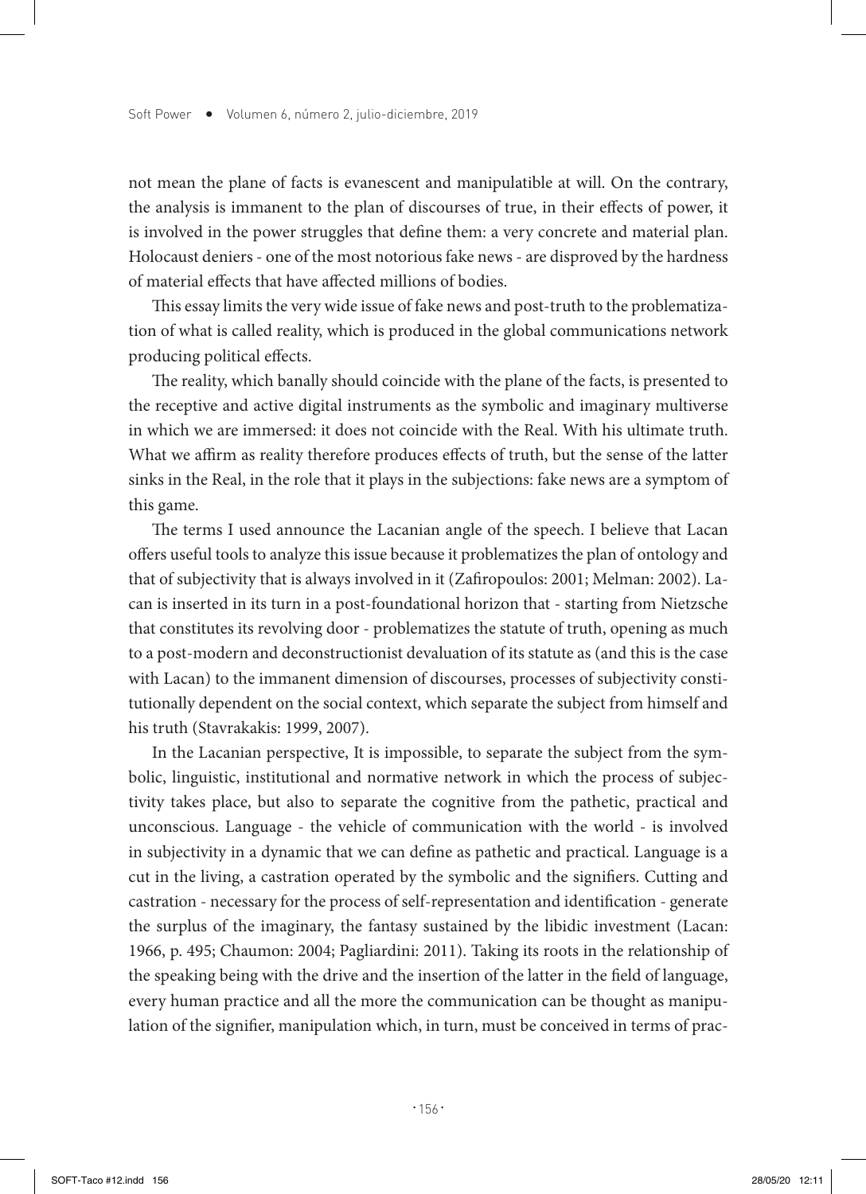not mean the plane of facts is evanescent and manipulatible at will. On the contrary, the analysis is immanent to the plan of discourses of true, in their effects of power, it is involved in the power struggles that define them: a very concrete and material plan. Holocaust deniers - one of the most notorious fake news - are disproved by the hardness of material effects that have affected millions of bodies.

This essay limits the very wide issue of fake news and post-truth to the problematization of what is called reality, which is produced in the global communications network producing political effects.

The reality, which banally should coincide with the plane of the facts, is presented to the receptive and active digital instruments as the symbolic and imaginary multiverse in which we are immersed: it does not coincide with the Real. With his ultimate truth. What we affirm as reality therefore produces effects of truth, but the sense of the latter sinks in the Real, in the role that it plays in the subjections: fake news are a symptom of this game.

The terms I used announce the Lacanian angle of the speech. I believe that Lacan offers useful tools to analyze this issue because it problematizes the plan of ontology and that of subjectivity that is always involved in it (Zafiropoulos: 2001; Melman: 2002). Lacan is inserted in its turn in a post-foundational horizon that - starting from Nietzsche that constitutes its revolving door - problematizes the statute of truth, opening as much to a post-modern and deconstructionist devaluation of its statute as (and this is the case with Lacan) to the immanent dimension of discourses, processes of subjectivity constitutionally dependent on the social context, which separate the subject from himself and his truth (Stavrakakis: 1999, 2007).

In the Lacanian perspective, It is impossible, to separate the subject from the symbolic, linguistic, institutional and normative network in which the process of subjectivity takes place, but also to separate the cognitive from the pathetic, practical and unconscious. Language - the vehicle of communication with the world - is involved in subjectivity in a dynamic that we can define as pathetic and practical. Language is a cut in the living, a castration operated by the symbolic and the signifiers. Cutting and castration - necessary for the process of self-representation and identification - generate the surplus of the imaginary, the fantasy sustained by the libidic investment (Lacan: 1966, p. 495; Chaumon: 2004; Pagliardini: 2011). Taking its roots in the relationship of the speaking being with the drive and the insertion of the latter in the field of language, every human practice and all the more the communication can be thought as manipulation of the signifier, manipulation which, in turn, must be conceived in terms of prac-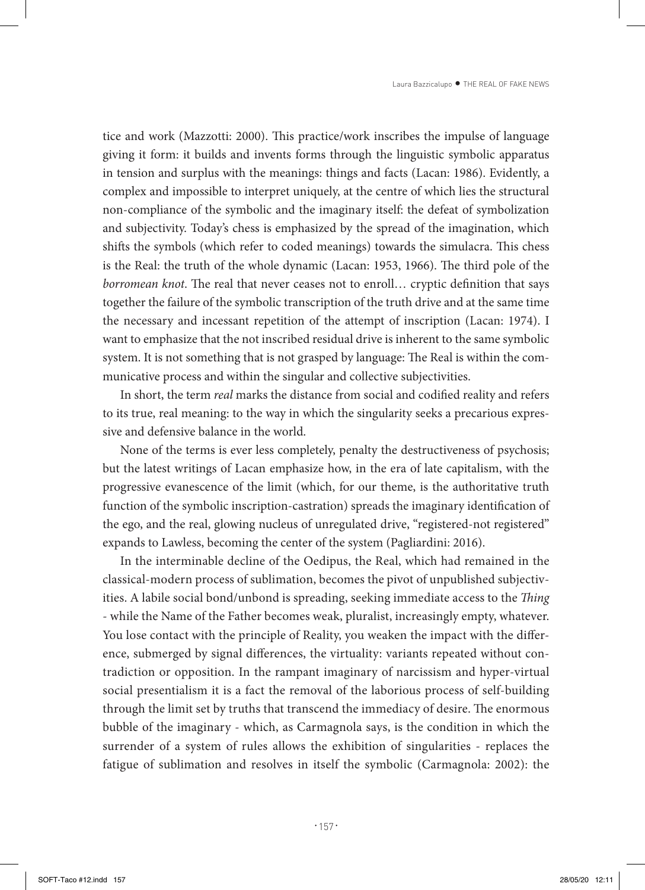tice and work (Mazzotti: 2000). This practice/work inscribes the impulse of language giving it form: it builds and invents forms through the linguistic symbolic apparatus in tension and surplus with the meanings: things and facts (Lacan: 1986). Evidently, a complex and impossible to interpret uniquely, at the centre of which lies the structural non-compliance of the symbolic and the imaginary itself: the defeat of symbolization and subjectivity. Today's chess is emphasized by the spread of the imagination, which shifts the symbols (which refer to coded meanings) towards the simulacra. This chess is the Real: the truth of the whole dynamic (Lacan: 1953, 1966). The third pole of the *borromean knot*. The real that never ceases not to enroll… cryptic definition that says together the failure of the symbolic transcription of the truth drive and at the same time the necessary and incessant repetition of the attempt of inscription (Lacan: 1974). I want to emphasize that the not inscribed residual drive is inherent to the same symbolic system. It is not something that is not grasped by language: The Real is within the communicative process and within the singular and collective subjectivities.

In short, the term *real* marks the distance from social and codified reality and refers to its true, real meaning: to the way in which the singularity seeks a precarious expressive and defensive balance in the world.

None of the terms is ever less completely, penalty the destructiveness of psychosis; but the latest writings of Lacan emphasize how, in the era of late capitalism, with the progressive evanescence of the limit (which, for our theme, is the authoritative truth function of the symbolic inscription-castration) spreads the imaginary identification of the ego, and the real, glowing nucleus of unregulated drive, "registered-not registered" expands to Lawless, becoming the center of the system (Pagliardini: 2016).

In the interminable decline of the Oedipus, the Real, which had remained in the classical-modern process of sublimation, becomes the pivot of unpublished subjectivities. A labile social bond/unbond is spreading, seeking immediate access to the *Thing* - while the Name of the Father becomes weak, pluralist, increasingly empty, whatever. You lose contact with the principle of Reality, you weaken the impact with the difference, submerged by signal differences, the virtuality: variants repeated without contradiction or opposition. In the rampant imaginary of narcissism and hyper-virtual social presentialism it is a fact the removal of the laborious process of self-building through the limit set by truths that transcend the immediacy of desire. The enormous bubble of the imaginary - which, as Carmagnola says, is the condition in which the surrender of a system of rules allows the exhibition of singularities - replaces the fatigue of sublimation and resolves in itself the symbolic (Carmagnola: 2002): the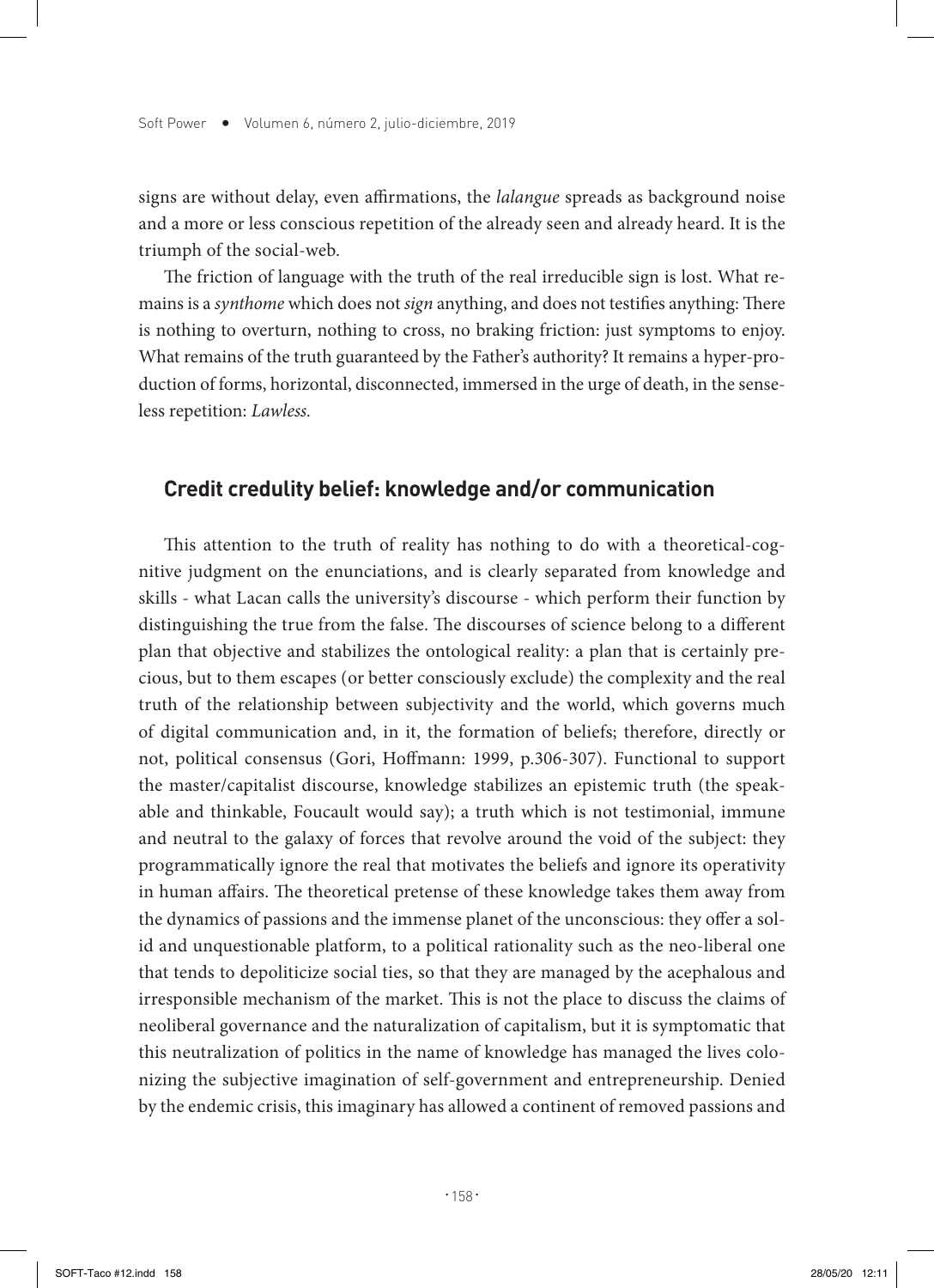signs are without delay, even affirmations, the *lalangue* spreads as background noise and a more or less conscious repetition of the already seen and already heard. It is the triumph of the social-web.

The friction of language with the truth of the real irreducible sign is lost. What remains is a *synthome* which does not *sign* anything, and does not testifies anything: There is nothing to overturn, nothing to cross, no braking friction: just symptoms to enjoy. What remains of the truth guaranteed by the Father's authority? It remains a hyper-production of forms, horizontal, disconnected, immersed in the urge of death, in the senseless repetition: *Lawless.*

## Credit credulity belief: knowledge and/or communication

This attention to the truth of reality has nothing to do with a theoretical-cognitive judgment on the enunciations, and is clearly separated from knowledge and skills - what Lacan calls the university's discourse - which perform their function by distinguishing the true from the false. The discourses of science belong to a different plan that objective and stabilizes the ontological reality: a plan that is certainly precious, but to them escapes (or better consciously exclude) the complexity and the real truth of the relationship between subjectivity and the world, which governs much of digital communication and, in it, the formation of beliefs; therefore, directly or not, political consensus (Gori, Hoffmann: 1999, p.306-307). Functional to support the master/capitalist discourse, knowledge stabilizes an epistemic truth (the speakable and thinkable, Foucault would say); a truth which is not testimonial, immune and neutral to the galaxy of forces that revolve around the void of the subject: they programmatically ignore the real that motivates the beliefs and ignore its operativity in human affairs. The theoretical pretense of these knowledge takes them away from the dynamics of passions and the immense planet of the unconscious: they offer a solid and unquestionable platform, to a political rationality such as the neo-liberal one that tends to depoliticize social ties, so that they are managed by the acephalous and irresponsible mechanism of the market. This is not the place to discuss the claims of neoliberal governance and the naturalization of capitalism, but it is symptomatic that this neutralization of politics in the name of knowledge has managed the lives colonizing the subjective imagination of self-government and entrepreneurship. Denied by the endemic crisis, this imaginary has allowed a continent of removed passions and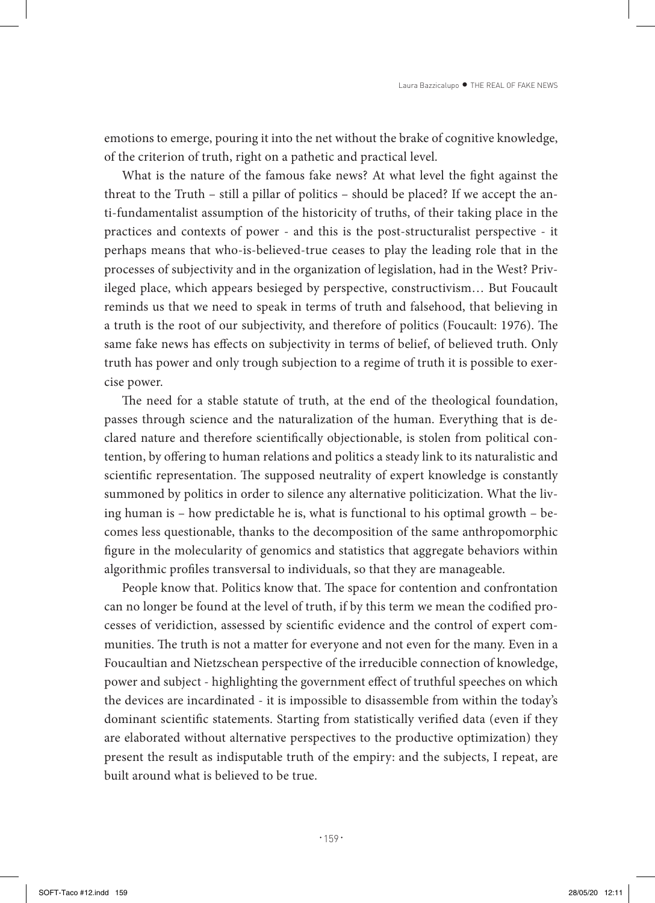emotions to emerge, pouring it into the net without the brake of cognitive knowledge, of the criterion of truth, right on a pathetic and practical level.

What is the nature of the famous fake news? At what level the fight against the threat to the Truth – still a pillar of politics – should be placed? If we accept the anti-fundamentalist assumption of the historicity of truths, of their taking place in the practices and contexts of power - and this is the post-structuralist perspective - it perhaps means that who-is-believed-true ceases to play the leading role that in the processes of subjectivity and in the organization of legislation, had in the West? Privileged place, which appears besieged by perspective, constructivism… But Foucault reminds us that we need to speak in terms of truth and falsehood, that believing in a truth is the root of our subjectivity, and therefore of politics (Foucault: 1976). The same fake news has effects on subjectivity in terms of belief, of believed truth. Only truth has power and only trough subjection to a regime of truth it is possible to exercise power.

The need for a stable statute of truth, at the end of the theological foundation, passes through science and the naturalization of the human. Everything that is declared nature and therefore scientifically objectionable, is stolen from political contention, by offering to human relations and politics a steady link to its naturalistic and scientific representation. The supposed neutrality of expert knowledge is constantly summoned by politics in order to silence any alternative politicization. What the living human is – how predictable he is, what is functional to his optimal growth – becomes less questionable, thanks to the decomposition of the same anthropomorphic figure in the molecularity of genomics and statistics that aggregate behaviors within algorithmic profiles transversal to individuals, so that they are manageable.

People know that. Politics know that. The space for contention and confrontation can no longer be found at the level of truth, if by this term we mean the codified processes of veridiction, assessed by scientific evidence and the control of expert communities. The truth is not a matter for everyone and not even for the many. Even in a Foucaultian and Nietzschean perspective of the irreducible connection of knowledge, power and subject - highlighting the government effect of truthful speeches on which the devices are incardinated - it is impossible to disassemble from within the today's dominant scientific statements. Starting from statistically verified data (even if they are elaborated without alternative perspectives to the productive optimization) they present the result as indisputable truth of the empiry: and the subjects, I repeat, are built around what is believed to be true.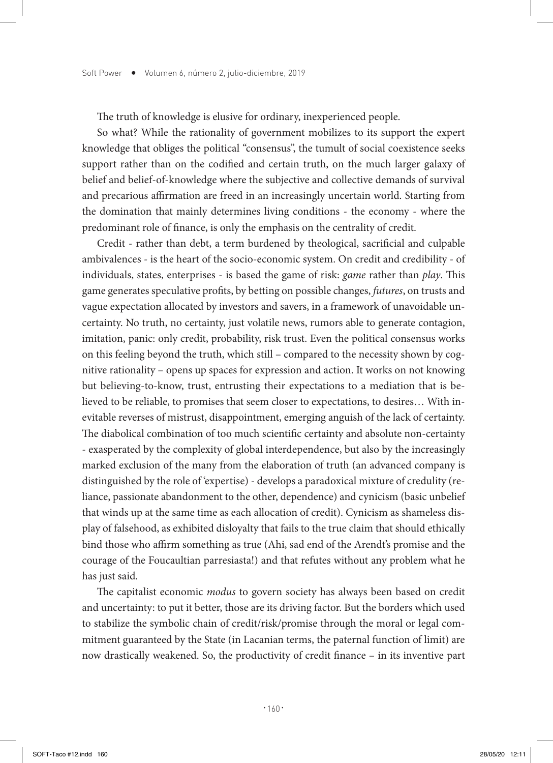The truth of knowledge is elusive for ordinary, inexperienced people.

So what? While the rationality of government mobilizes to its support the expert knowledge that obliges the political "consensus", the tumult of social coexistence seeks support rather than on the codified and certain truth, on the much larger galaxy of belief and belief-of-knowledge where the subjective and collective demands of survival and precarious affirmation are freed in an increasingly uncertain world. Starting from the domination that mainly determines living conditions - the economy - where the predominant role of finance, is only the emphasis on the centrality of credit.

Credit - rather than debt, a term burdened by theological, sacrificial and culpable ambivalences - is the heart of the socio-economic system. On credit and credibility - of individuals, states, enterprises - is based the game of risk: *game* rather than *play*. This game generates speculative profits, by betting on possible changes, *futures*, on trusts and vague expectation allocated by investors and savers, in a framework of unavoidable uncertainty. No truth, no certainty, just volatile news, rumors able to generate contagion, imitation, panic: only credit, probability, risk trust. Even the political consensus works on this feeling beyond the truth, which still – compared to the necessity shown by cognitive rationality – opens up spaces for expression and action. It works on not knowing but believing-to-know, trust, entrusting their expectations to a mediation that is believed to be reliable, to promises that seem closer to expectations, to desires… With inevitable reverses of mistrust, disappointment, emerging anguish of the lack of certainty. The diabolical combination of too much scientific certainty and absolute non-certainty - exasperated by the complexity of global interdependence, but also by the increasingly marked exclusion of the many from the elaboration of truth (an advanced company is distinguished by the role of 'expertise) - develops a paradoxical mixture of credulity (reliance, passionate abandonment to the other, dependence) and cynicism (basic unbelief that winds up at the same time as each allocation of credit). Cynicism as shameless display of falsehood, as exhibited disloyalty that fails to the true claim that should ethically bind those who affirm something as true (Ahi, sad end of the Arendt's promise and the courage of the Foucaultian parresiasta!) and that refutes without any problem what he has just said.

The capitalist economic *modus* to govern society has always been based on credit and uncertainty: to put it better, those are its driving factor. But the borders which used to stabilize the symbolic chain of credit/risk/promise through the moral or legal commitment guaranteed by the State (in Lacanian terms, the paternal function of limit) are now drastically weakened. So, the productivity of credit finance – in its inventive part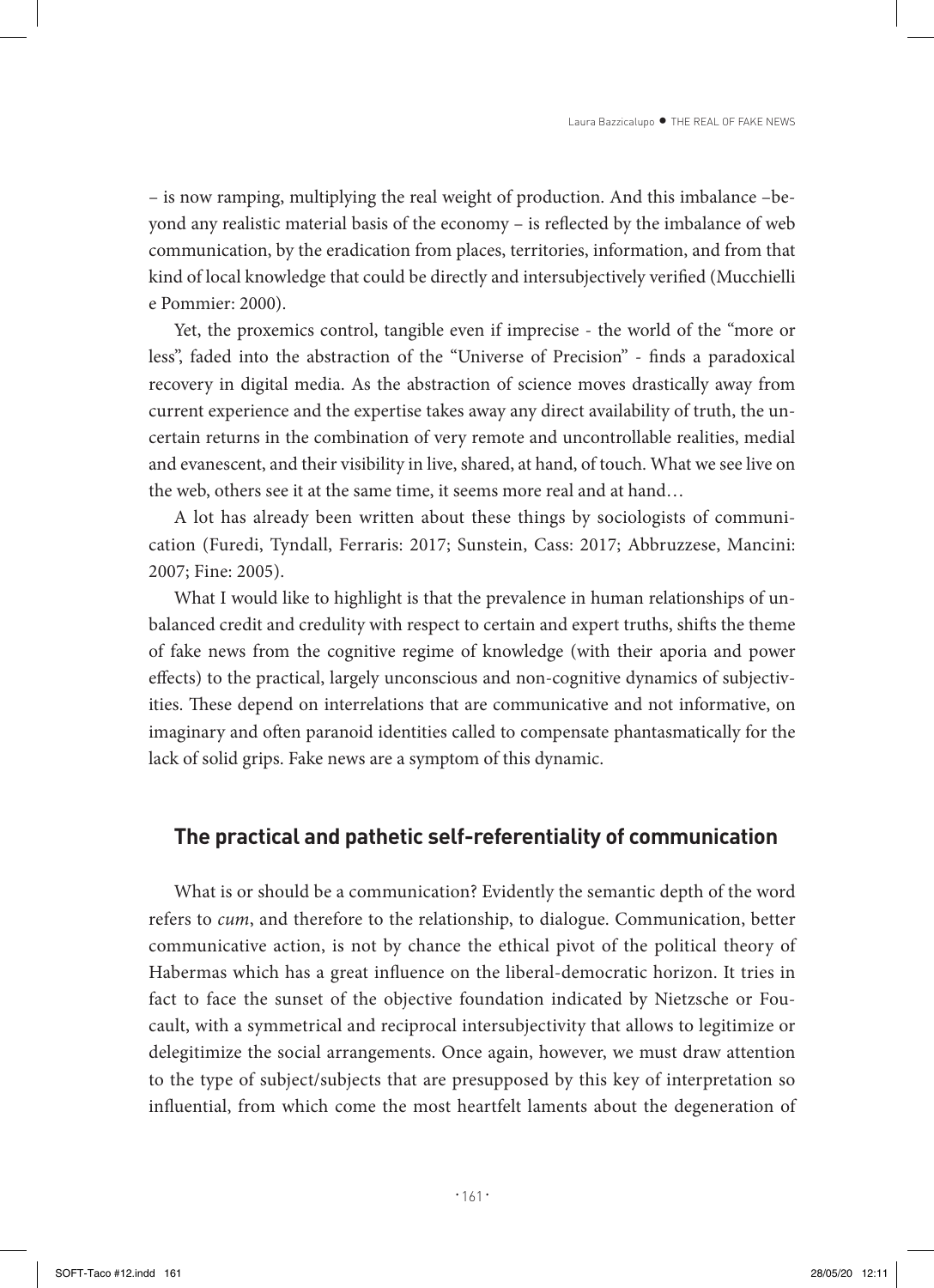– is now ramping, multiplying the real weight of production. And this imbalance –beyond any realistic material basis of the economy – is reflected by the imbalance of web communication, by the eradication from places, territories, information, and from that kind of local knowledge that could be directly and intersubjectively verified (Mucchielli e Pommier: 2000).

Yet, the proxemics control, tangible even if imprecise - the world of the "more or less", faded into the abstraction of the "Universe of Precision" - finds a paradoxical recovery in digital media. As the abstraction of science moves drastically away from current experience and the expertise takes away any direct availability of truth, the uncertain returns in the combination of very remote and uncontrollable realities, medial and evanescent, and their visibility in live, shared, at hand, of touch. What we see live on the web, others see it at the same time, it seems more real and at hand…

A lot has already been written about these things by sociologists of communication (Furedi, Tyndall, Ferraris: 2017; Sunstein, Cass: 2017; Abbruzzese, Mancini: 2007; Fine: 2005).

What I would like to highlight is that the prevalence in human relationships of unbalanced credit and credulity with respect to certain and expert truths, shifts the theme of fake news from the cognitive regime of knowledge (with their aporia and power effects) to the practical, largely unconscious and non-cognitive dynamics of subjectivities. These depend on interrelations that are communicative and not informative, on imaginary and often paranoid identities called to compensate phantasmatically for the lack of solid grips. Fake news are a symptom of this dynamic.

## The practical and pathetic self-referentiality of communication

What is or should be a communication? Evidently the semantic depth of the word refers to *cum*, and therefore to the relationship, to dialogue. Communication, better communicative action, is not by chance the ethical pivot of the political theory of Habermas which has a great influence on the liberal-democratic horizon. It tries in fact to face the sunset of the objective foundation indicated by Nietzsche or Foucault, with a symmetrical and reciprocal intersubjectivity that allows to legitimize or delegitimize the social arrangements. Once again, however, we must draw attention to the type of subject/subjects that are presupposed by this key of interpretation so influential, from which come the most heartfelt laments about the degeneration of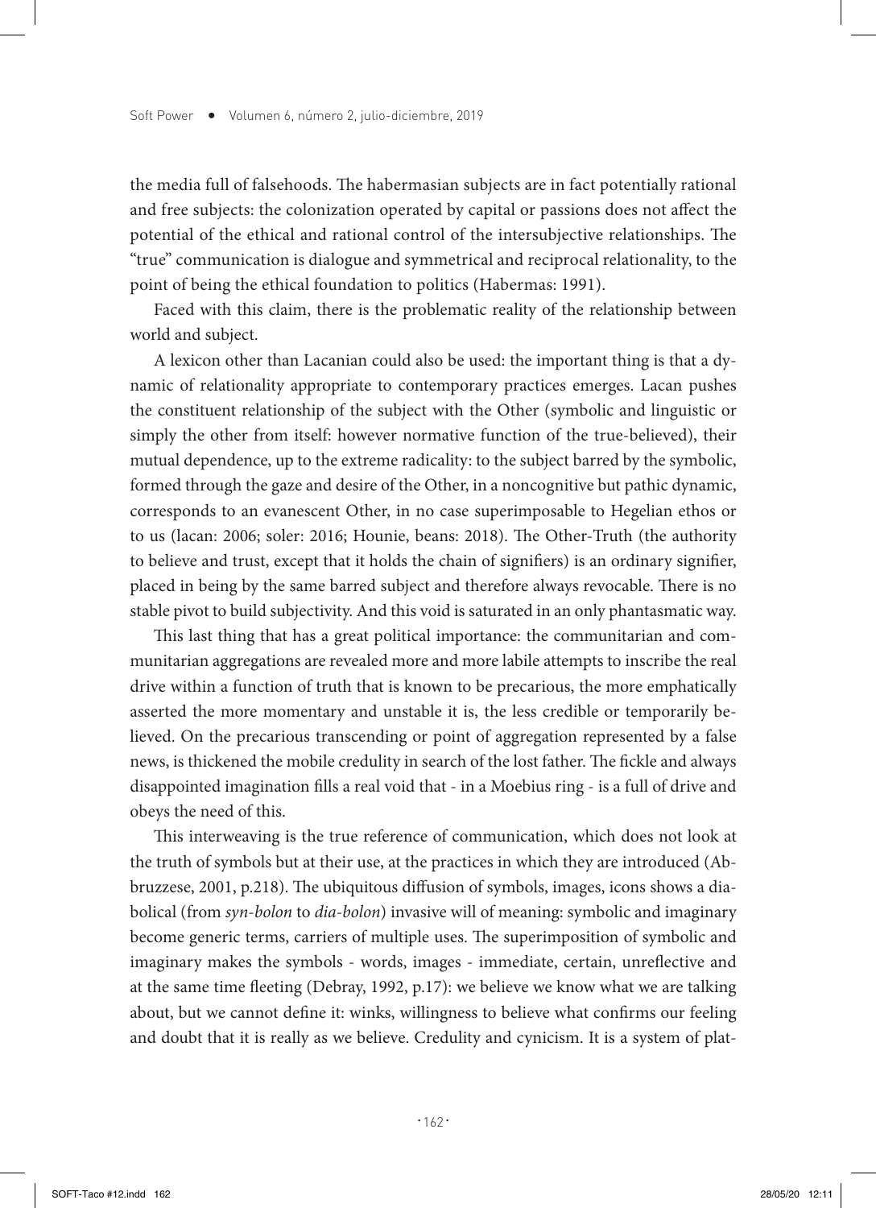the media full of falsehoods. The habermasian subjects are in fact potentially rational and free subjects: the colonization operated by capital or passions does not affect the potential of the ethical and rational control of the intersubjective relationships. The "true" communication is dialogue and symmetrical and reciprocal relationality, to the point of being the ethical foundation to politics (Habermas: 1991).

Faced with this claim, there is the problematic reality of the relationship between world and subject.

A lexicon other than Lacanian could also be used: the important thing is that a dynamic of relationality appropriate to contemporary practices emerges. Lacan pushes the constituent relationship of the subject with the Other (symbolic and linguistic or simply the other from itself: however normative function of the true-believed), their mutual dependence, up to the extreme radicality: to the subject barred by the symbolic, formed through the gaze and desire of the Other, in a noncognitive but pathic dynamic, corresponds to an evanescent Other, in no case superimposable to Hegelian ethos or to us (lacan: 2006; soler: 2016; Hounie, beans: 2018). The Other-Truth (the authority to believe and trust, except that it holds the chain of signifiers) is an ordinary signifier, placed in being by the same barred subject and therefore always revocable. There is no stable pivot to build subjectivity. And this void is saturated in an only phantasmatic way.

This last thing that has a great political importance: the communitarian and communitarian aggregations are revealed more and more labile attempts to inscribe the real drive within a function of truth that is known to be precarious, the more emphatically asserted the more momentary and unstable it is, the less credible or temporarily believed. On the precarious transcending or point of aggregation represented by a false news, is thickened the mobile credulity in search of the lost father. The fickle and always disappointed imagination fills a real void that - in a Moebius ring - is a full of drive and obeys the need of this.

This interweaving is the true reference of communication, which does not look at the truth of symbols but at their use, at the practices in which they are introduced (Abbruzzese, 2001, p.218). The ubiquitous diffusion of symbols, images, icons shows a diabolical (from *syn-bolon* to *dia-bolon*) invasive will of meaning: symbolic and imaginary become generic terms, carriers of multiple uses. The superimposition of symbolic and imaginary makes the symbols - words, images - immediate, certain, unreflective and at the same time fleeting (Debray, 1992, p.17): we believe we know what we are talking about, but we cannot define it: winks, willingness to believe what confirms our feeling and doubt that it is really as we believe. Credulity and cynicism. It is a system of plat-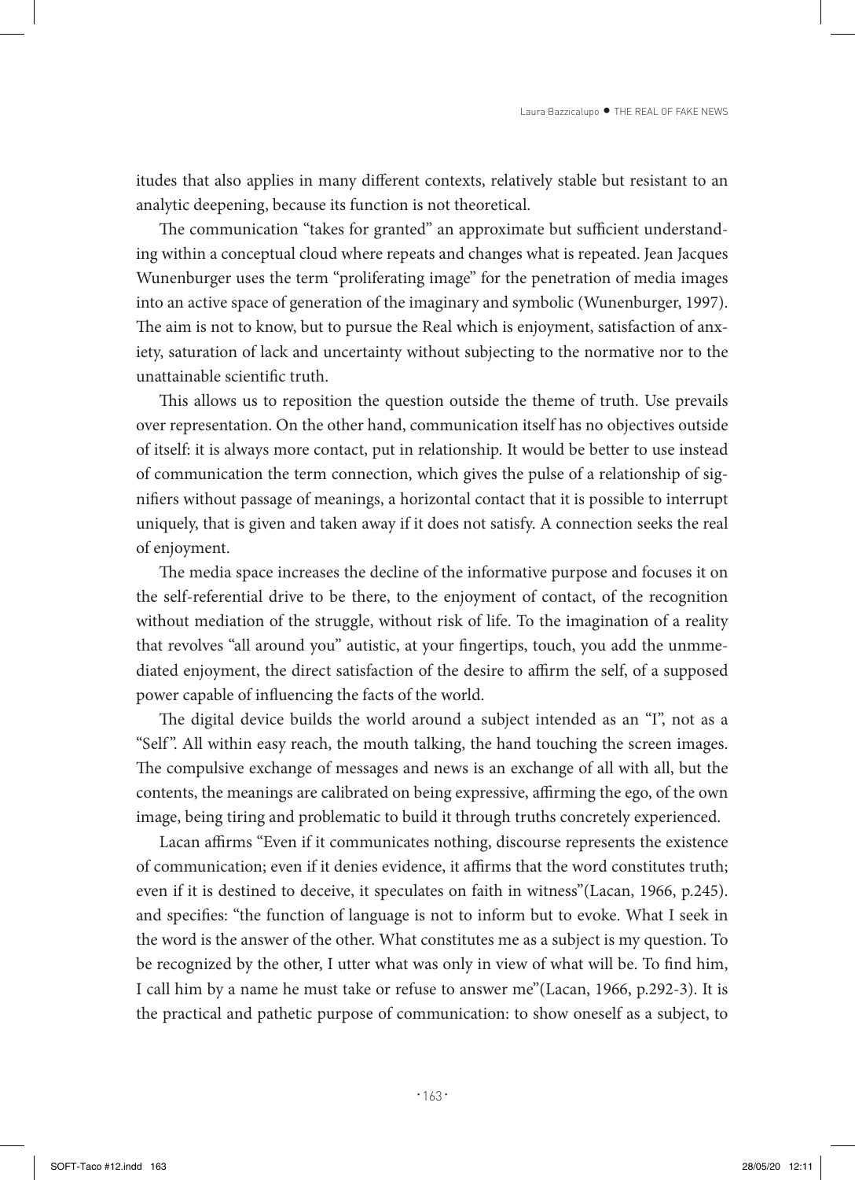itudes that also applies in many different contexts, relatively stable but resistant to an analytic deepening, because its function is not theoretical.

The communication "takes for granted" an approximate but sufficient understanding within a conceptual cloud where repeats and changes what is repeated. Jean Jacques Wunenburger uses the term "proliferating image" for the penetration of media images into an active space of generation of the imaginary and symbolic (Wunenburger, 1997). The aim is not to know, but to pursue the Real which is enjoyment, satisfaction of anxiety, saturation of lack and uncertainty without subjecting to the normative nor to the unattainable scientific truth.

This allows us to reposition the question outside the theme of truth. Use prevails over representation. On the other hand, communication itself has no objectives outside of itself: it is always more contact, put in relationship. It would be better to use instead of communication the term connection, which gives the pulse of a relationship of signifiers without passage of meanings, a horizontal contact that it is possible to interrupt uniquely, that is given and taken away if it does not satisfy. A connection seeks the real of enjoyment.

The media space increases the decline of the informative purpose and focuses it on the self-referential drive to be there, to the enjoyment of contact, of the recognition without mediation of the struggle, without risk of life. To the imagination of a reality that revolves "all around you" autistic, at your fingertips, touch, you add the unmmediated enjoyment, the direct satisfaction of the desire to affirm the self, of a supposed power capable of influencing the facts of the world.

The digital device builds the world around a subject intended as an "I", not as a "Self". All within easy reach, the mouth talking, the hand touching the screen images. The compulsive exchange of messages and news is an exchange of all with all, but the contents, the meanings are calibrated on being expressive, affirming the ego, of the own image, being tiring and problematic to build it through truths concretely experienced.

Lacan affirms "Even if it communicates nothing, discourse represents the existence of communication; even if it denies evidence, it affirms that the word constitutes truth; even if it is destined to deceive, it speculates on faith in witness"(Lacan, 1966, p.245). and specifies: "the function of language is not to inform but to evoke. What I seek in the word is the answer of the other. What constitutes me as a subject is my question. To be recognized by the other, I utter what was only in view of what will be. To find him, I call him by a name he must take or refuse to answer me"(Lacan, 1966, p.292-3). It is the practical and pathetic purpose of communication: to show oneself as a subject, to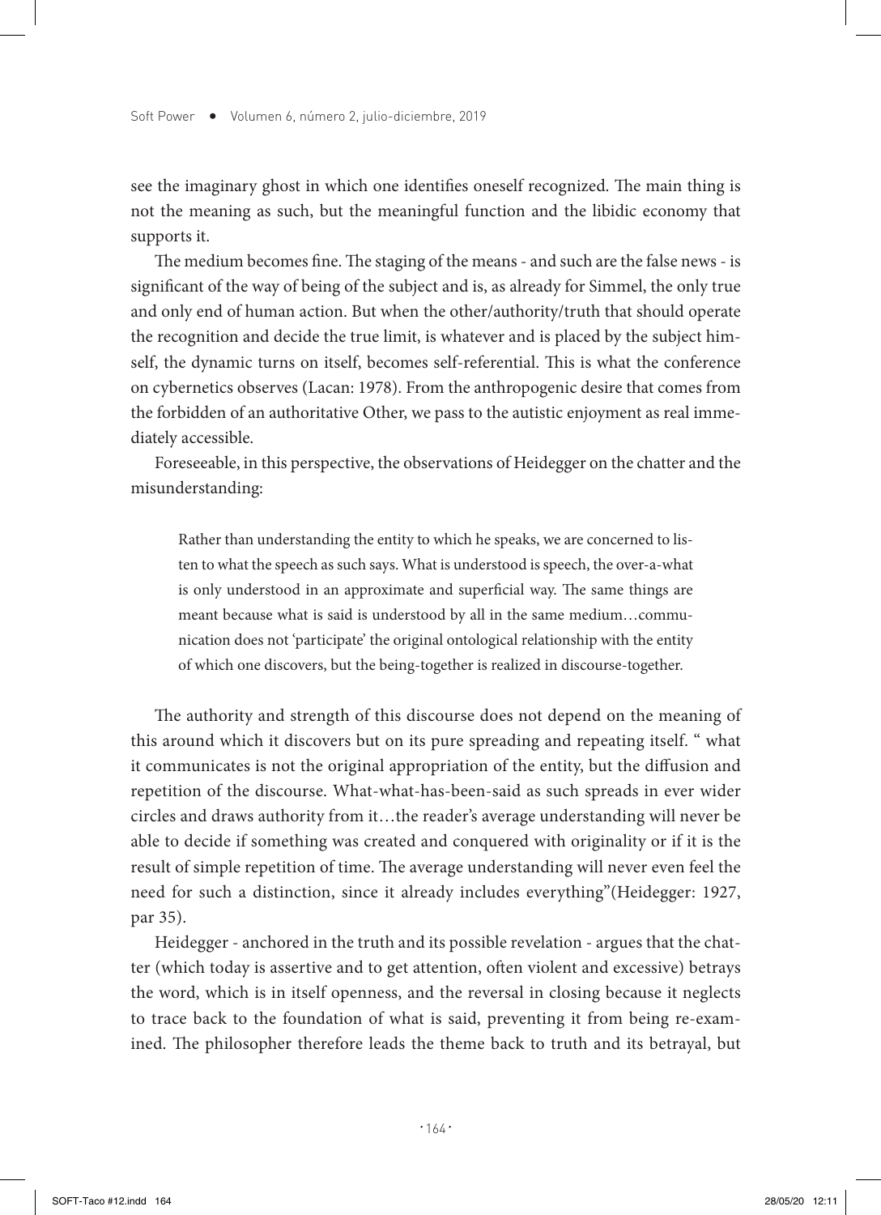see the imaginary ghost in which one identifies oneself recognized. The main thing is not the meaning as such, but the meaningful function and the libidic economy that supports it.

The medium becomes fine. The staging of the means - and such are the false news - is significant of the way of being of the subject and is, as already for Simmel, the only true and only end of human action. But when the other/authority/truth that should operate the recognition and decide the true limit, is whatever and is placed by the subject himself, the dynamic turns on itself, becomes self-referential. This is what the conference on cybernetics observes (Lacan: 1978). From the anthropogenic desire that comes from the forbidden of an authoritative Other, we pass to the autistic enjoyment as real immediately accessible.

Foreseeable, in this perspective, the observations of Heidegger on the chatter and the misunderstanding:

> Rather than understanding the entity to which he speaks, we are concerned to listen to what the speech as such says. What is understood is speech, the over-a-what is only understood in an approximate and superficial way. The same things are meant because what is said is understood by all in the same medium…communication does not 'participate' the original ontological relationship with the entity of which one discovers, but the being-together is realized in discourse-together.

The authority and strength of this discourse does not depend on the meaning of this around which it discovers but on its pure spreading and repeating itself. " what it communicates is not the original appropriation of the entity, but the diffusion and repetition of the discourse. What-what-has-been-said as such spreads in ever wider circles and draws authority from it…the reader's average understanding will never be able to decide if something was created and conquered with originality or if it is the result of simple repetition of time. The average understanding will never even feel the need for such a distinction, since it already includes everything"(Heidegger: 1927, par 35).

Heidegger - anchored in the truth and its possible revelation - argues that the chatter (which today is assertive and to get attention, often violent and excessive) betrays the word, which is in itself openness, and the reversal in closing because it neglects to trace back to the foundation of what is said, preventing it from being re-examined. The philosopher therefore leads the theme back to truth and its betrayal, but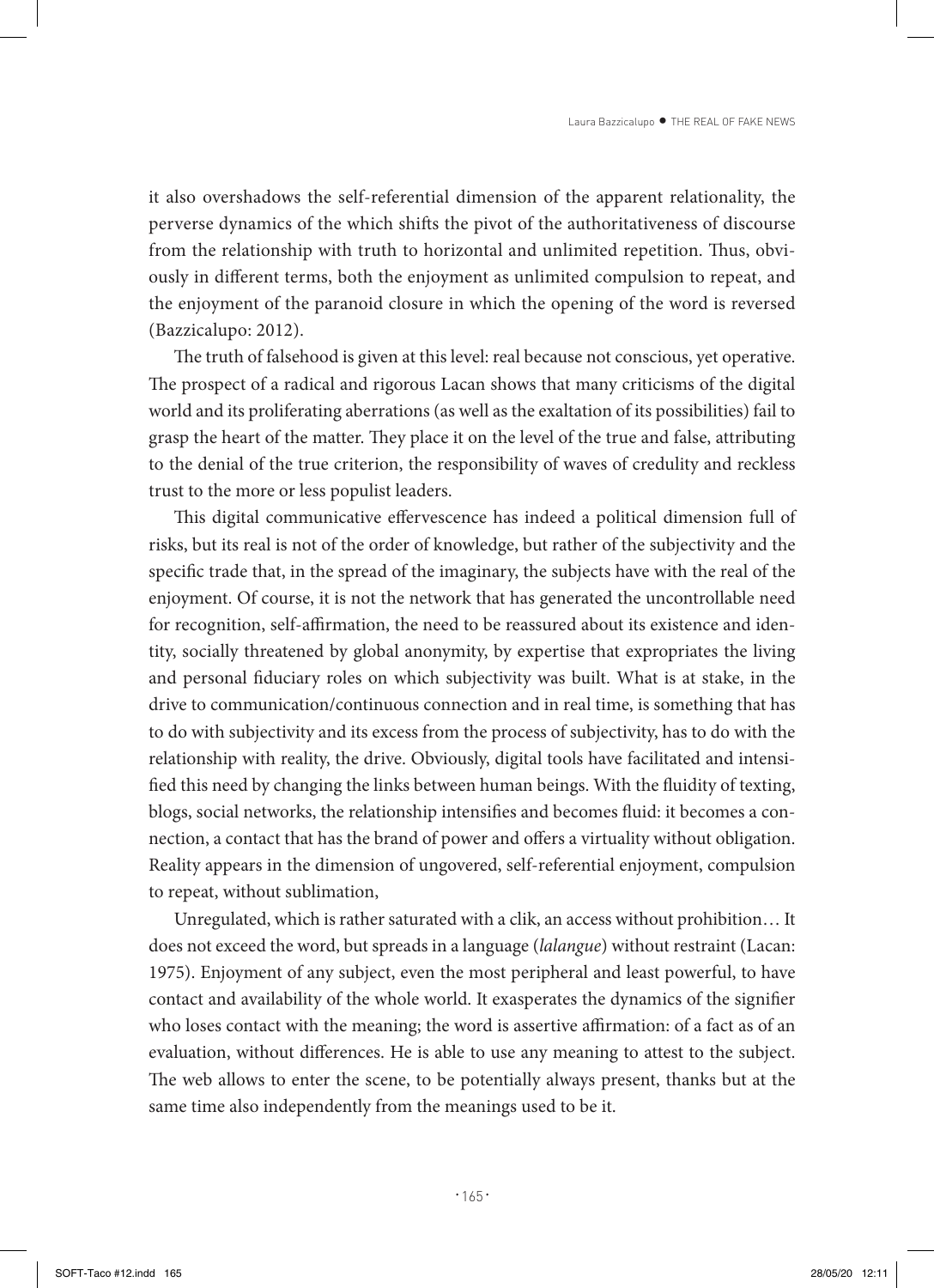it also overshadows the self-referential dimension of the apparent relationality, the perverse dynamics of the which shifts the pivot of the authoritativeness of discourse from the relationship with truth to horizontal and unlimited repetition. Thus, obviously in different terms, both the enjoyment as unlimited compulsion to repeat, and the enjoyment of the paranoid closure in which the opening of the word is reversed (Bazzicalupo: 2012).

The truth of falsehood is given at this level: real because not conscious, yet operative. The prospect of a radical and rigorous Lacan shows that many criticisms of the digital world and its proliferating aberrations (as well as the exaltation of its possibilities) fail to grasp the heart of the matter. They place it on the level of the true and false, attributing to the denial of the true criterion, the responsibility of waves of credulity and reckless trust to the more or less populist leaders.

This digital communicative effervescence has indeed a political dimension full of risks, but its real is not of the order of knowledge, but rather of the subjectivity and the specific trade that, in the spread of the imaginary, the subjects have with the real of the enjoyment. Of course, it is not the network that has generated the uncontrollable need for recognition, self-affirmation, the need to be reassured about its existence and identity, socially threatened by global anonymity, by expertise that expropriates the living and personal fiduciary roles on which subjectivity was built. What is at stake, in the drive to communication/continuous connection and in real time, is something that has to do with subjectivity and its excess from the process of subjectivity, has to do with the relationship with reality, the drive. Obviously, digital tools have facilitated and intensified this need by changing the links between human beings. With the fluidity of texting, blogs, social networks, the relationship intensifies and becomes fluid: it becomes a connection, a contact that has the brand of power and offers a virtuality without obligation. Reality appears in the dimension of ungovered, self-referential enjoyment, compulsion to repeat, without sublimation,

Unregulated, which is rather saturated with a clik, an access without prohibition… It does not exceed the word, but spreads in a language (*lalangue*) without restraint (Lacan: 1975). Enjoyment of any subject, even the most peripheral and least powerful, to have contact and availability of the whole world. It exasperates the dynamics of the signifier who loses contact with the meaning; the word is assertive affirmation: of a fact as of an evaluation, without differences. He is able to use any meaning to attest to the subject. The web allows to enter the scene, to be potentially always present, thanks but at the same time also independently from the meanings used to be it.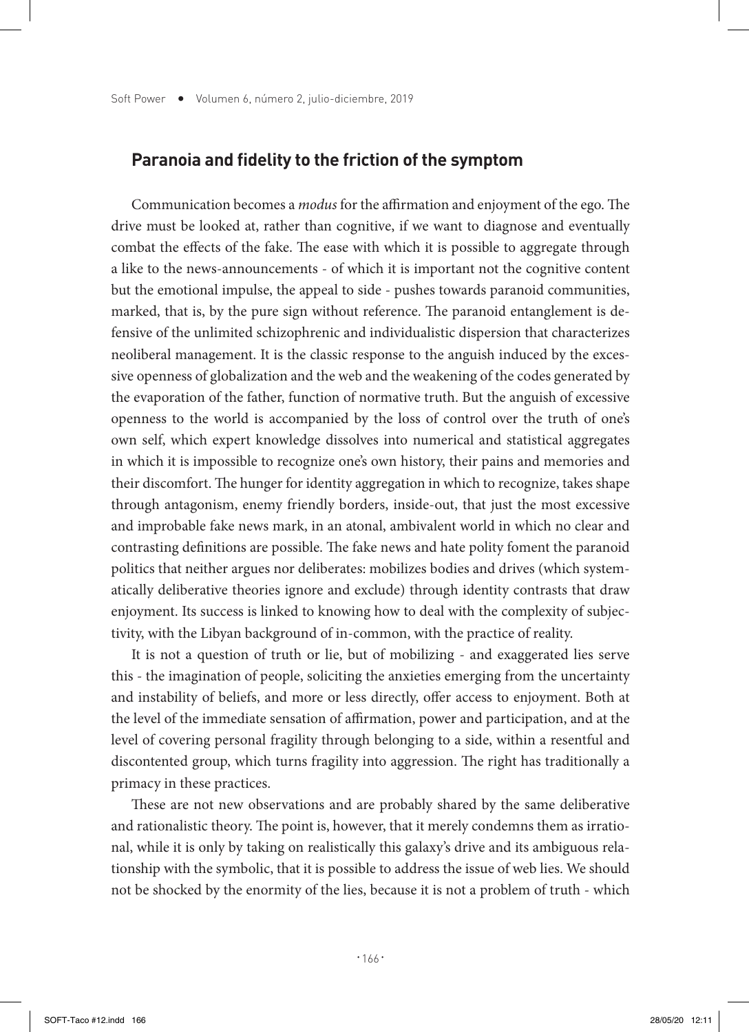## Paranoia and fidelity to the friction of the symptom

Communication becomes a *modus* for the affirmation and enjoyment of the ego. The drive must be looked at, rather than cognitive, if we want to diagnose and eventually combat the effects of the fake. The ease with which it is possible to aggregate through a like to the news-announcements - of which it is important not the cognitive content but the emotional impulse, the appeal to side - pushes towards paranoid communities, marked, that is, by the pure sign without reference. The paranoid entanglement is defensive of the unlimited schizophrenic and individualistic dispersion that characterizes neoliberal management. It is the classic response to the anguish induced by the excessive openness of globalization and the web and the weakening of the codes generated by the evaporation of the father, function of normative truth. But the anguish of excessive openness to the world is accompanied by the loss of control over the truth of one's own self, which expert knowledge dissolves into numerical and statistical aggregates in which it is impossible to recognize one's own history, their pains and memories and their discomfort. The hunger for identity aggregation in which to recognize, takes shape through antagonism, enemy friendly borders, inside-out, that just the most excessive and improbable fake news mark, in an atonal, ambivalent world in which no clear and contrasting definitions are possible. The fake news and hate polity foment the paranoid politics that neither argues nor deliberates: mobilizes bodies and drives (which systematically deliberative theories ignore and exclude) through identity contrasts that draw enjoyment. Its success is linked to knowing how to deal with the complexity of subjectivity, with the Libyan background of in-common, with the practice of reality.

It is not a question of truth or lie, but of mobilizing - and exaggerated lies serve this - the imagination of people, soliciting the anxieties emerging from the uncertainty and instability of beliefs, and more or less directly, offer access to enjoyment. Both at the level of the immediate sensation of affirmation, power and participation, and at the level of covering personal fragility through belonging to a side, within a resentful and discontented group, which turns fragility into aggression. The right has traditionally a primacy in these practices.

These are not new observations and are probably shared by the same deliberative and rationalistic theory. The point is, however, that it merely condemns them as irrational, while it is only by taking on realistically this galaxy's drive and its ambiguous relationship with the symbolic, that it is possible to address the issue of web lies. We should not be shocked by the enormity of the lies, because it is not a problem of truth - which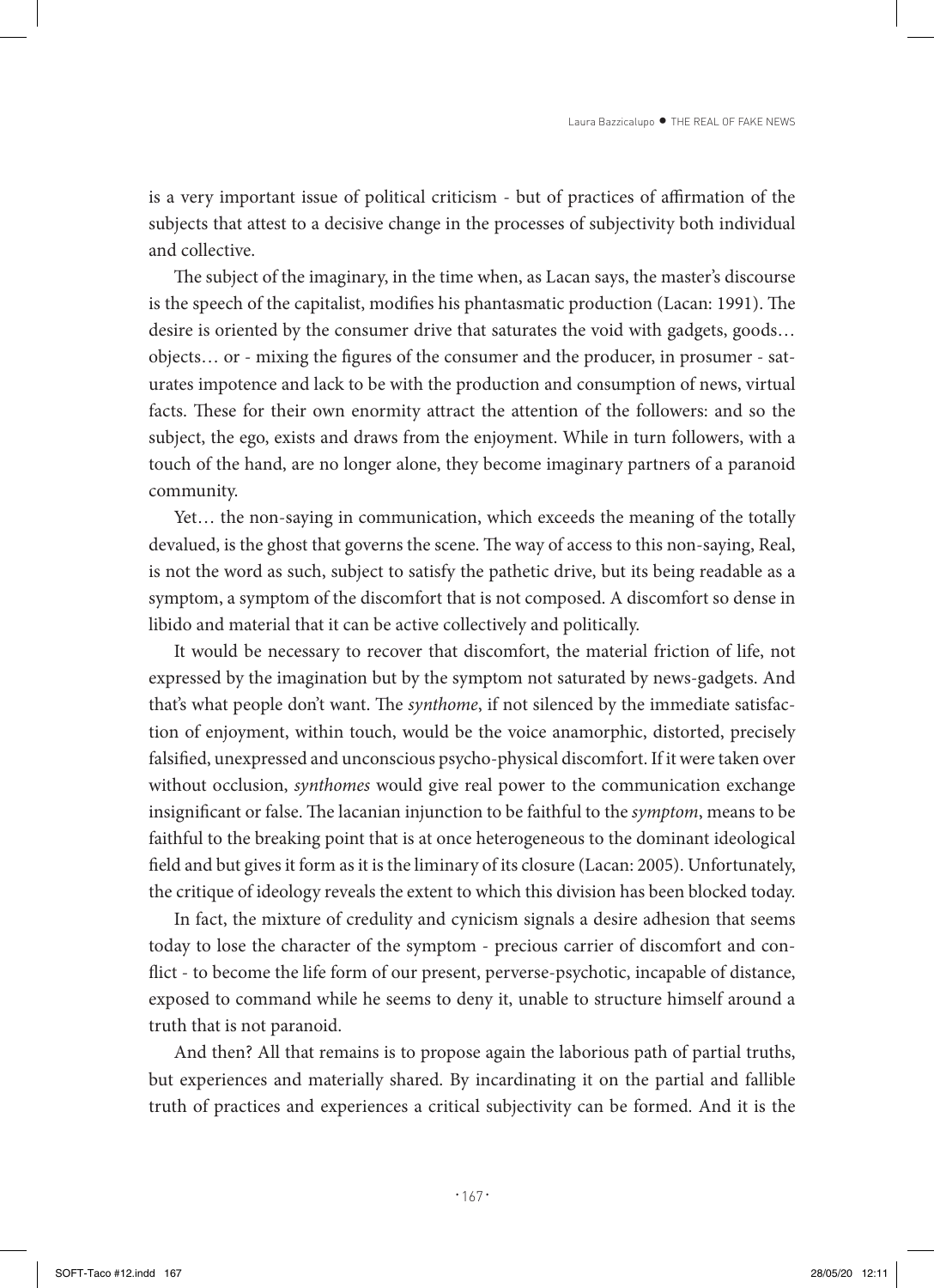is a very important issue of political criticism - but of practices of affirmation of the subjects that attest to a decisive change in the processes of subjectivity both individual and collective.

The subject of the imaginary, in the time when, as Lacan says, the master's discourse is the speech of the capitalist, modifies his phantasmatic production (Lacan: 1991). The desire is oriented by the consumer drive that saturates the void with gadgets, goods… objects… or - mixing the figures of the consumer and the producer, in prosumer - saturates impotence and lack to be with the production and consumption of news, virtual facts. These for their own enormity attract the attention of the followers: and so the subject, the ego, exists and draws from the enjoyment. While in turn followers, with a touch of the hand, are no longer alone, they become imaginary partners of a paranoid community.

Yet… the non-saying in communication, which exceeds the meaning of the totally devalued, is the ghost that governs the scene. The way of access to this non-saying, Real, is not the word as such, subject to satisfy the pathetic drive, but its being readable as a symptom, a symptom of the discomfort that is not composed. A discomfort so dense in libido and material that it can be active collectively and politically.

It would be necessary to recover that discomfort, the material friction of life, not expressed by the imagination but by the symptom not saturated by news-gadgets. And that's what people don't want. The *synthome*, if not silenced by the immediate satisfaction of enjoyment, within touch, would be the voice anamorphic, distorted, precisely falsified, unexpressed and unconscious psycho-physical discomfort. If it were taken over without occlusion, *synthomes* would give real power to the communication exchange insignificant or false. The lacanian injunction to be faithful to the *symptom*, means to be faithful to the breaking point that is at once heterogeneous to the dominant ideological field and but gives it form as it is the liminary of its closure (Lacan: 2005). Unfortunately, the critique of ideology reveals the extent to which this division has been blocked today.

In fact, the mixture of credulity and cynicism signals a desire adhesion that seems today to lose the character of the symptom - precious carrier of discomfort and conflict - to become the life form of our present, perverse-psychotic, incapable of distance, exposed to command while he seems to deny it, unable to structure himself around a truth that is not paranoid.

And then? All that remains is to propose again the laborious path of partial truths, but experiences and materially shared. By incardinating it on the partial and fallible truth of practices and experiences a critical subjectivity can be formed. And it is the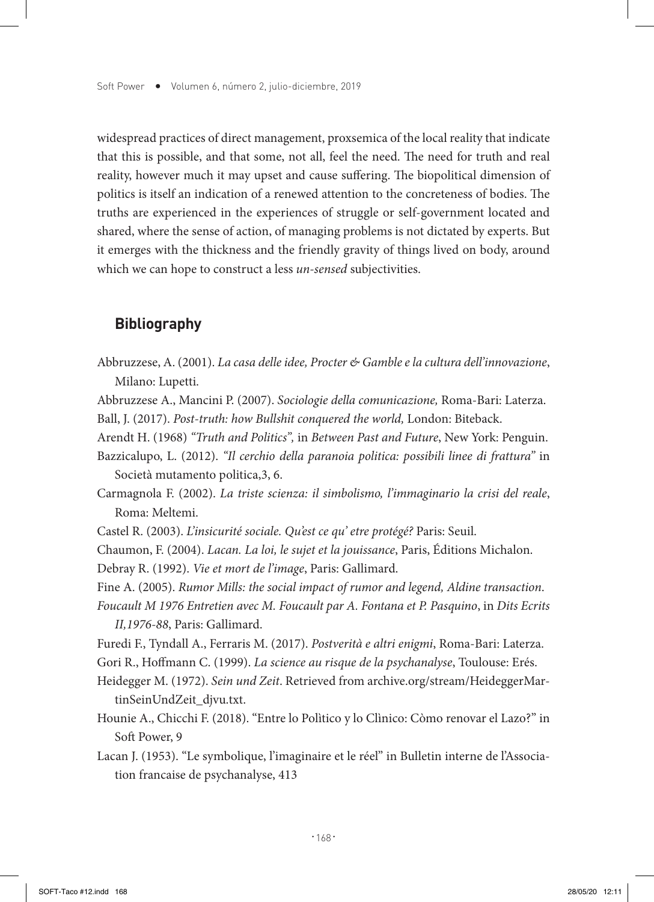widespread practices of direct management, proxsemica of the local reality that indicate that this is possible, and that some, not all, feel the need. The need for truth and real reality, however much it may upset and cause suffering. The biopolitical dimension of politics is itself an indication of a renewed attention to the concreteness of bodies. The truths are experienced in the experiences of struggle or self-government located and shared, where the sense of action, of managing problems is not dictated by experts. But it emerges with the thickness and the friendly gravity of things lived on body, around which we can hope to construct a less *un-sensed* subjectivities.

## Bibliography

Abbruzzese, A. (2001). *La casa delle idee, Procter & Gamble e la cultura dell'innovazione*, Milano: Lupetti.

Abbruzzese A., Mancini P. (2007). *Sociologie della comunicazione,* Roma-Bari: Laterza.

Ball, J. (2017). *Post-truth: how Bullshit conquered the world,* London: Biteback.

Arendt H. (1968) *"Truth and Politics",* in *Between Past and Future*, New York: Penguin.

Bazzicalupo, L. (2012). *"Il cerchio della paranoia politica: possibili linee di frattura"* in Società mutamento politica,3, 6.

Carmagnola F. (2002). *La triste scienza: il simbolismo, l'immaginario la crisi del reale*, Roma: Meltemi.

Castel R. (2003). *L'insicurité sociale. Qu'est ce qu' etre protégé?* Paris: Seuil.

Chaumon, F. (2004). *Lacan. La loi, le sujet et la jouissance*, Paris, Éditions Michalon.

Debray R. (1992). *Vie et mort de l'image*, Paris: Gallimard.

Fine A. (2005). *Rumor Mills: the social impact of rumor and legend, Aldine transaction.*

*Foucault M 1976 Entretien avec M. Foucault par A. Fontana et P. Pasquino*, in *Dits Ecrits II,1976-88*, Paris: Gallimard.

Furedi F., Tyndall A., Ferraris M. (2017). *Postverità e altri enigmi*, Roma-Bari: Laterza.

Gori R., Hoffmann C. (1999). *La science au risque de la psychanalyse*, Toulouse: Erés.

Heidegger M. (1972). *Sein und Zeit*. Retrieved from archive.org/stream/HeideggerMartinSeinUndZeit_djvu.txt.

Hounie A., Chicchi F. (2018). "Entre lo Polìtico y lo Clìnico: Còmo renovar el Lazo?" in Soft Power, 9

Lacan J. (1953). "Le symbolique, l'imaginaire et le réel" in Bulletin interne de l'Association francaise de psychanalyse, 413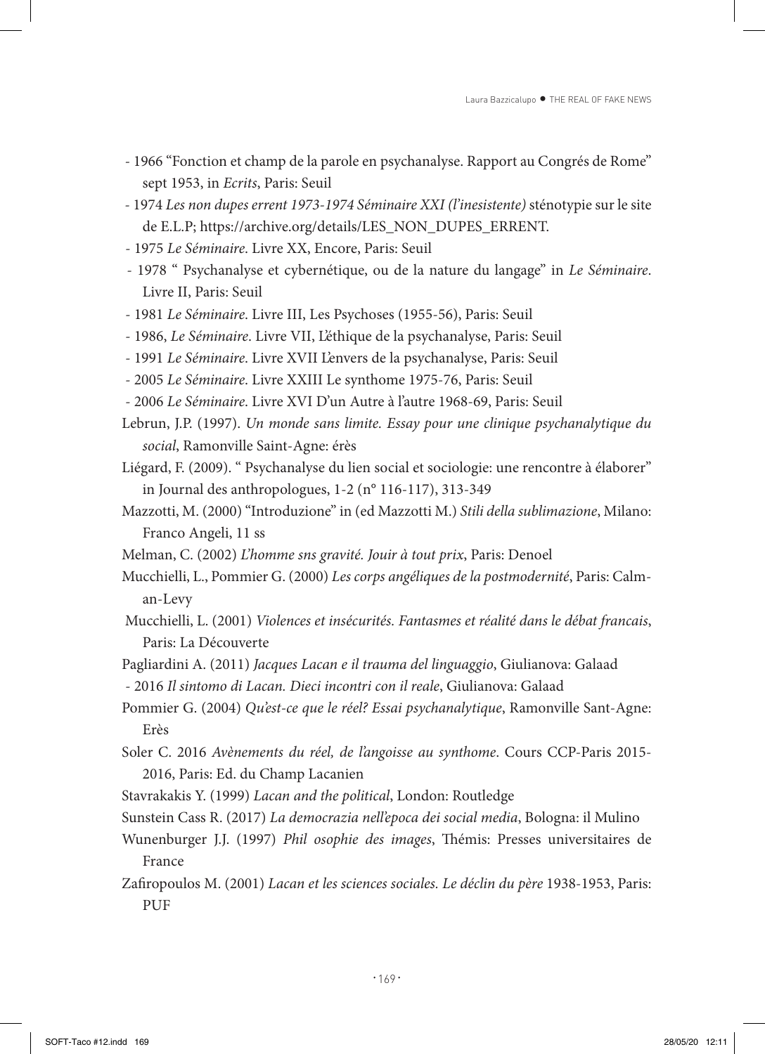- 1966 "Fonction et champ de la parole en psychanalyse. Rapport au Congrés de Rome" sept 1953, in *Ecrits*, Paris: Seuil

- 1974 *Les non dupes errent 1973-1974 Séminaire XXI (l'inesistente)* sténotypie sur le site de E.L.P; https://archive.org/details/LES_NON_DUPES_ERRENT.

- 1975 *Le Séminaire*. Livre XX, Encore, Paris: Seuil

- 1978 " Psychanalyse et cybernétique, ou de la nature du langage" in *Le Séminaire*. Livre II, Paris: Seuil

- 1981 *Le Séminaire*. Livre III, Les Psychoses (1955-56), Paris: Seuil

- 1986, *Le Séminaire*. Livre VII, L'éthique de la psychanalyse, Paris: Seuil

- 1991 *Le Séminaire*. Livre XVII L'envers de la psychanalyse, Paris: Seuil

- 2005 *Le Séminaire*. Livre XXIII Le synthome 1975-76, Paris: Seuil

- 2006 *Le Séminaire*. Livre XVI D'un Autre à l'autre 1968-69, Paris: Seuil

Lebrun, J.P. (1997). *Un monde sans limite. Essay pour une clinique psychanalytique du social*, Ramonville Saint-Agne: érès

Liégard, F. (2009). " Psychanalyse du lien social et sociologie: une rencontre à élaborer" in Journal des anthropologues, 1-2 (n° 116-117), 313-349

Mazzotti, M. (2000) "Introduzione" in (ed Mazzotti M.) *Stili della sublimazione*, Milano: Franco Angeli, 11 ss

Melman, C. (2002) *L'homme sns gravité. Jouir à tout prix*, Paris: Denoel

Mucchielli, L., Pommier G. (2000) *Les corps angéliques de la postmodernité*, Paris: Calman-Levy

Mucchielli, L. (2001) *Violences et insécurités. Fantasmes et réalité dans le débat francais*, Paris: La Découverte

Pagliardini A. (2011) *Jacques Lacan e il trauma del linguaggio*, Giulianova: Galaad

- 2016 *Il sintomo di Lacan. Dieci incontri con il reale*, Giulianova: Galaad

Pommier G. (2004) *Qu'est-ce que le réel? Essai psychanalytique*, Ramonville Sant-Agne: Erès

Soler C. 2016 *Avènements du réel, de l'angoisse au synthome*. Cours CCP-Paris 2015-2016, Paris: Ed. du Champ Lacanien

Stavrakakis Y. (1999) *Lacan and the political*, London: Routledge

Sunstein Cass R. (2017) *La democrazia nell'epoca dei social media*, Bologna: il Mulino

Wunenburger J.J. (1997) *Phil osophie des images*, Thémis: Presses universitaires de France

Zafiropoulos M. (2001) *Lacan et les sciences sociales. Le déclin du père* 1938-1953, Paris: PUF